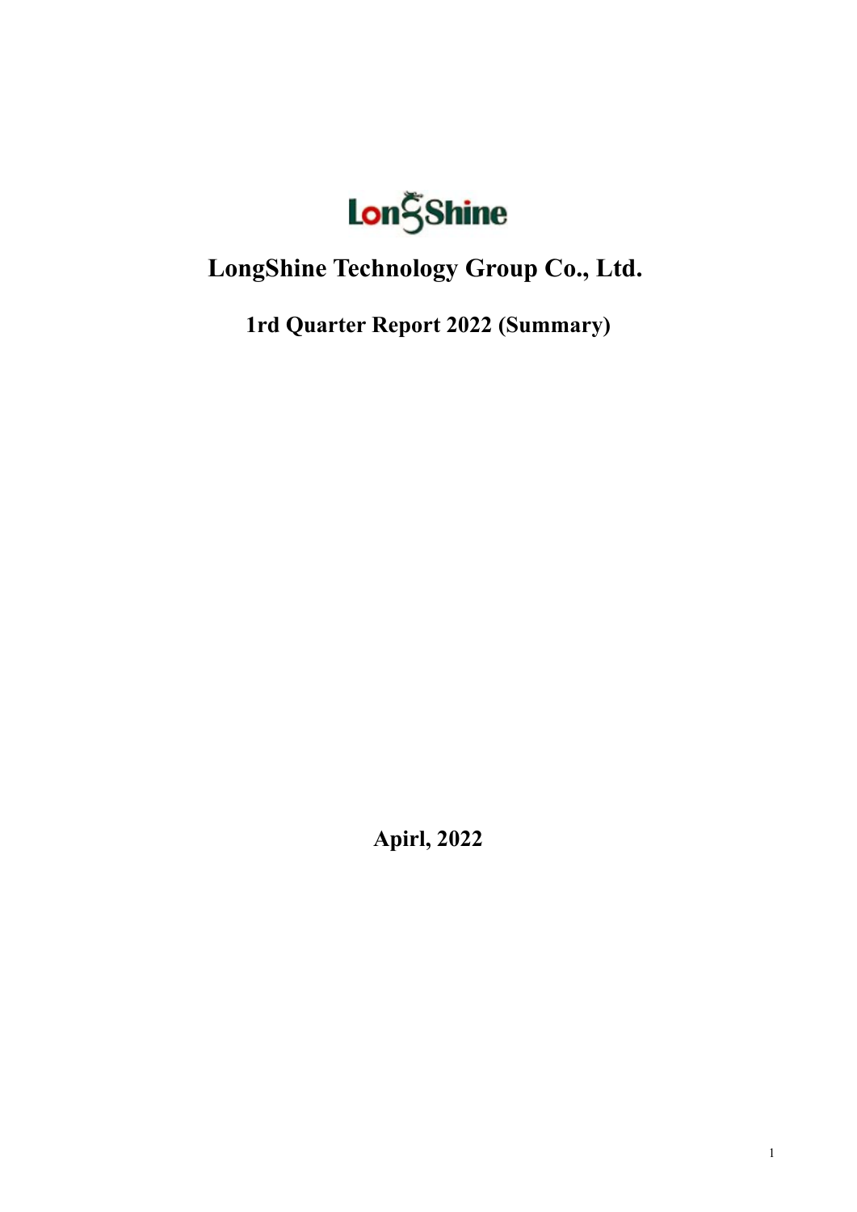LongShine

# LongShine Technology Group Co., Ltd.

## 1rd Quarter Report 2022 (Summary)

**Apirl, 2022**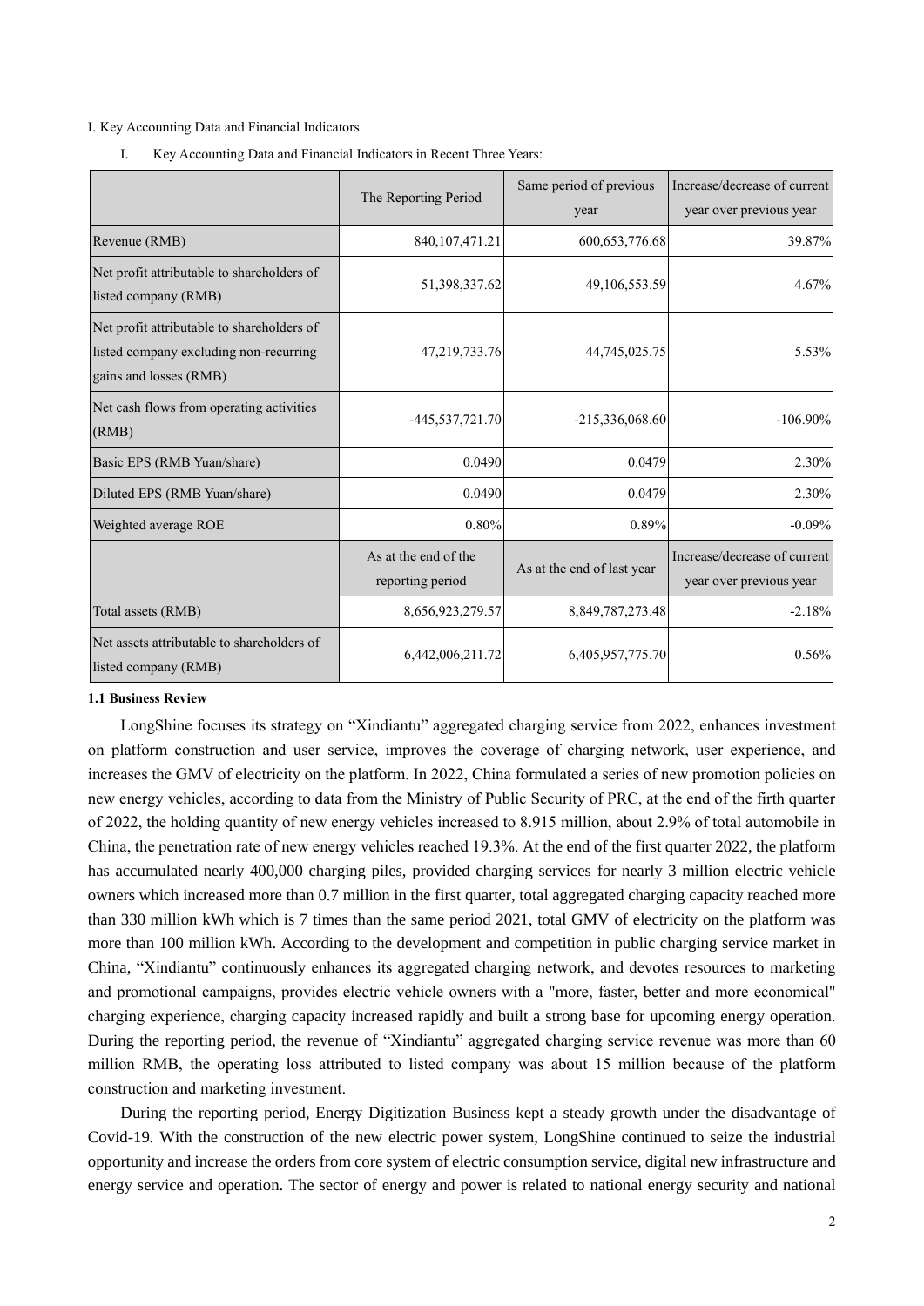I. Key Accounting Data and Financial Indicators

I. Key Accounting Data and Financial Indicators in Recent Three Years:

| | The Reporting Period | Same period of previous year | Increase/decrease of current year over previous year |
|---|---|---|---|
| Revenue (RMB) | 840,107,471.21 | 600,653,776.68 | 39.87% |
| Net profit attributable to shareholders of listed company (RMB) | 51,398,337.62 | 49,106,553.59 | 4.67% |
| Net profit attributable to shareholders of listed company excluding non-recurring gains and losses (RMB) | 47,219,733.76 | 44,745,025.75 | 5.53% |
| Net cash flows from operating activities (RMB) | -445,537,721.70 | -215,336,068.60 | -106.90% |
| Basic EPS (RMB Yuan/share) | 0.0490 | 0.0479 | 2.30% |
| Diluted EPS (RMB Yuan/share) | 0.0490 | 0.0479 | 2.30% |
| Weighted average ROE | 0.80% | 0.89% | -0.09% |
| | As at the end of the reporting period | As at the end of last year | Increase/decrease of current year over previous year |
| Total assets (RMB) | 8,656,923,279.57 | 8,849,787,273.48 | -2.18% |
| Net assets attributable to shareholders of listed company (RMB) | 6,442,006,211.72 | 6,405,957,775.70 | 0.56% |

**1.1 Business Review**

LongShine focuses its strategy on “Xindiantu” aggregated charging service from 2022, enhances investment on platform construction and user service, improves the coverage of charging network, user experience, and increases the GMV of electricity on the platform. In 2022, China formulated a series of new promotion policies on new energy vehicles, according to data from the Ministry of Public Security of PRC, at the end of the firth quarter of 2022, the holding quantity of new energy vehicles increased to 8.915 million, about 2.9% of total automobile in China, the penetration rate of new energy vehicles reached 19.3%. At the end of the first quarter 2022, the platform has accumulated nearly 400,000 charging piles, provided charging services for nearly 3 million electric vehicle owners which increased more than 0.7 million in the first quarter, total aggregated charging capacity reached more than 330 million kWh which is 7 times than the same period 2021, total GMV of electricity on the platform was more than 100 million kWh. According to the development and competition in public charging service market in China, “Xindiantu” continuously enhances its aggregated charging network, and devotes resources to marketing and promotional campaigns, provides electric vehicle owners with a "more, faster, better and more economical" charging experience, charging capacity increased rapidly and built a strong base for upcoming energy operation. During the reporting period, the revenue of “Xindiantu” aggregated charging service revenue was more than 60 million RMB, the operating loss attributed to listed company was about 15 million because of the platform construction and marketing investment.

During the reporting period, Energy Digitization Business kept a steady growth under the disadvantage of Covid-19. With the construction of the new electric power system, LongShine continued to seize the industrial opportunity and increase the orders from core system of electric consumption service, digital new infrastructure and energy service and operation. The sector of energy and power is related to national energy security and national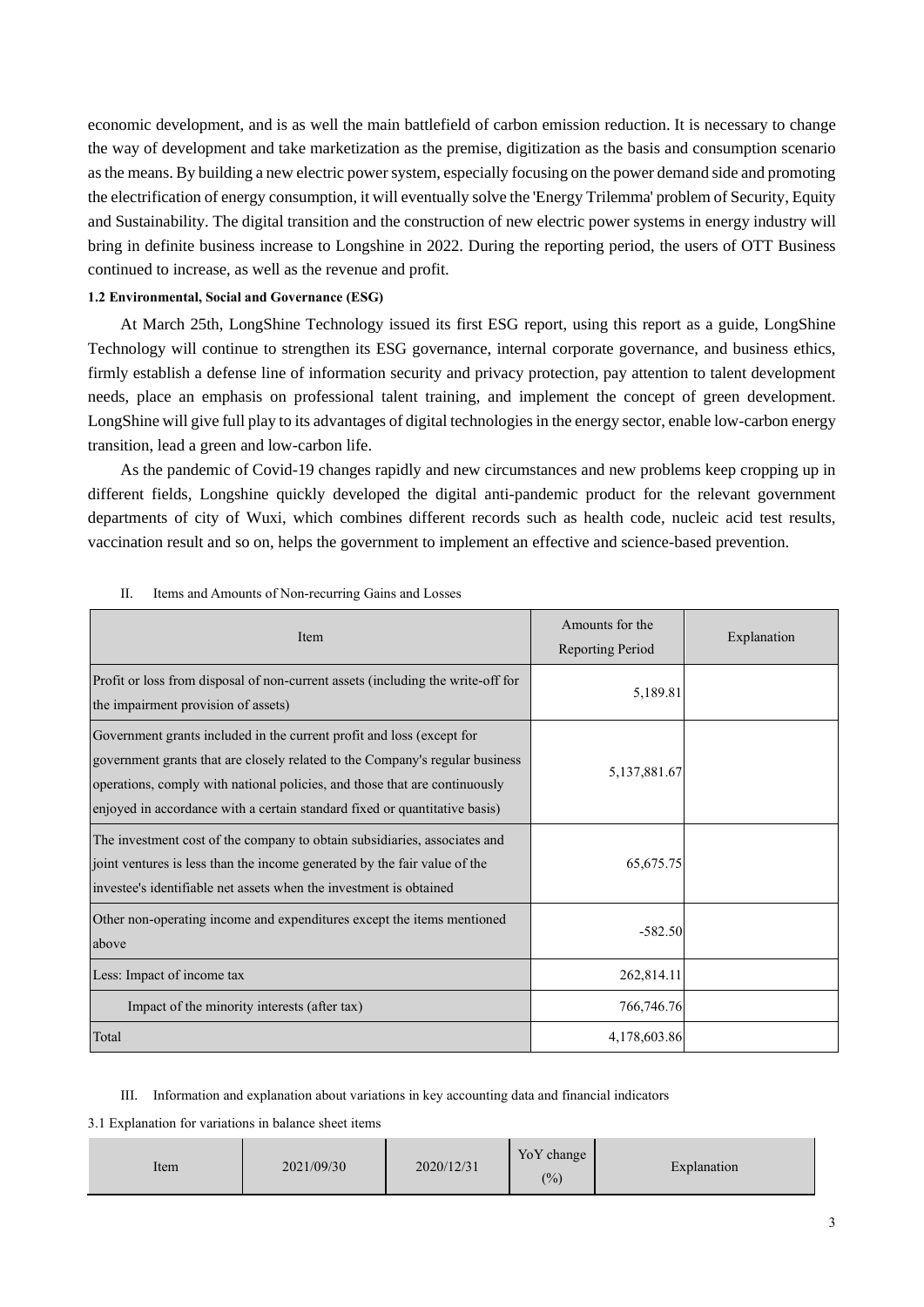economic development, and is as well the main battlefield of carbon emission reduction. It is necessary to change the way of development and take marketization as the premise, digitization as the basis and consumption scenario as the means. By building a new electric power system, especially focusing on the power demand side and promoting the electrification of energy consumption, it will eventually solve the 'Energy Trilemma' problem of Security, Equity and Sustainability. The digital transition and the construction of new electric power systems in energy industry will bring in definite business increase to Longshine in 2022. During the reporting period, the users of OTT Business continued to increase, as well as the revenue and profit.

**1.2 Environmental, Social and Governance (ESG)**

At March 25th, LongShine Technology issued its first ESG report, using this report as a guide, LongShine Technology will continue to strengthen its ESG governance, internal corporate governance, and business ethics, firmly establish a defense line of information security and privacy protection, pay attention to talent development needs, place an emphasis on professional talent training, and implement the concept of green development. LongShine will give full play to its advantages of digital technologies in the energy sector, enable low-carbon energy transition, lead a green and low-carbon life.

As the pandemic of Covid-19 changes rapidly and new circumstances and new problems keep cropping up in different fields, Longshine quickly developed the digital anti-pandemic product for the relevant government departments of city of Wuxi, which combines different records such as health code, nucleic acid test results, vaccination result and so on, helps the government to implement an effective and science-based prevention.

II. Items and Amounts of Non-recurring Gains and Losses

| Item | Amounts for the Reporting Period | Explanation |
|---|---|---|
| Profit or loss from disposal of non-current assets (including the write-off for the impairment provision of assets) | 5,189.81 | |
| Government grants included in the current profit and loss (except for government grants that are closely related to the Company's regular business operations, comply with national policies, and those that are continuously enjoyed in accordance with a certain standard fixed or quantitative basis) | 5,137,881.67 | |
| The investment cost of the company to obtain subsidiaries, associates and joint ventures is less than the income generated by the fair value of the investee's identifiable net assets when the investment is obtained | 65,675.75 | |
| Other non-operating income and expenditures except the items mentioned above | -582.50 | |
| Less: Impact of income tax | 262,814.11 | |
| Impact of the minority interests (after tax) | 766,746.76 | |
| Total | 4,178,603.86 | |

III. Information and explanation about variations in key accounting data and financial indicators

3.1 Explanation for variations in balance sheet items

| Item | 2021/09/30 | 2020/12/31 | YoY change (%) | Explanation |
|---|---|---|---|---|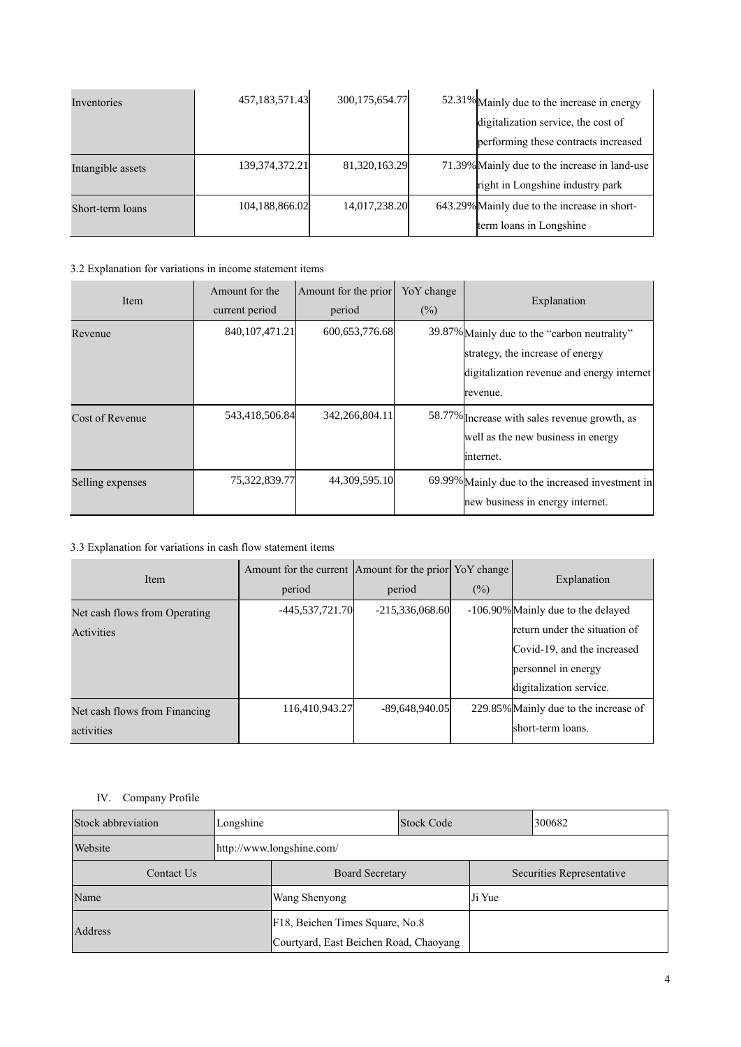| Inventories | 457,183,571.43 | 300,175,654.77 | 52.31% | Mainly due to the increase in energy digitalization service, the cost of performing these contracts increased |
|---|---|---|---|---|
| Intangible assets | 139,374,372.21 | 81,320,163.29 | 71.39% | Mainly due to the increase in land-use right in Longshine industry park |
| Short-term loans | 104,188,866.02 | 14,017,238.20 | 643.29% | Mainly due to the increase in short-term loans in Longshine |

3.2 Explanation for variations in income statement items

| Item | Amount for the current period | Amount for the prior period | YoY change (%) | Explanation |
|---|---|---|---|---|
| Revenue | 840,107,471.21 | 600,653,776.68 | 39.87% | Mainly due to the "carbon neutrality" strategy, the increase of energy digitalization revenue and energy internet revenue. |
| Cost of Revenue | 543,418,506.84 | 342,266,804.11 | 58.77% | Increase with sales revenue growth, as well as the new business in energy internet. |
| Selling expenses | 75,322,839.77 | 44,309,595.10 | 69.99% | Mainly due to the increased investment in new business in energy internet. |

3.3 Explanation for variations in cash flow statement items

| Item | Amount for the current period | Amount for the prior period | YoY change (%) | Explanation |
|---|---|---|---|---|
| Net cash flows from Operating Activities | -445,537,721.70 | -215,336,068.60 | -106.90% | Mainly due to the delayed return under the situation of Covid-19, and the increased personnel in energy digitalization service. |
| Net cash flows from Financing activities | 116,410,943.27 | -89,648,940.05 | 229.85% | Mainly due to the increase of short-term loans. |

IV. Company Profile

| Stock abbreviation | Longshine | Stock Code | 300682 |
|---|---|---|---|
| Website | http://www.longshine.com/ | | |
| Contact Us | Board Secretary | Securities Representative | |
| Name | Wang Shenyong | Ji Yue | |
| Address | F18, Beichen Times Square, No.8 Courtyard, East Beichen Road, Chaoyang | | |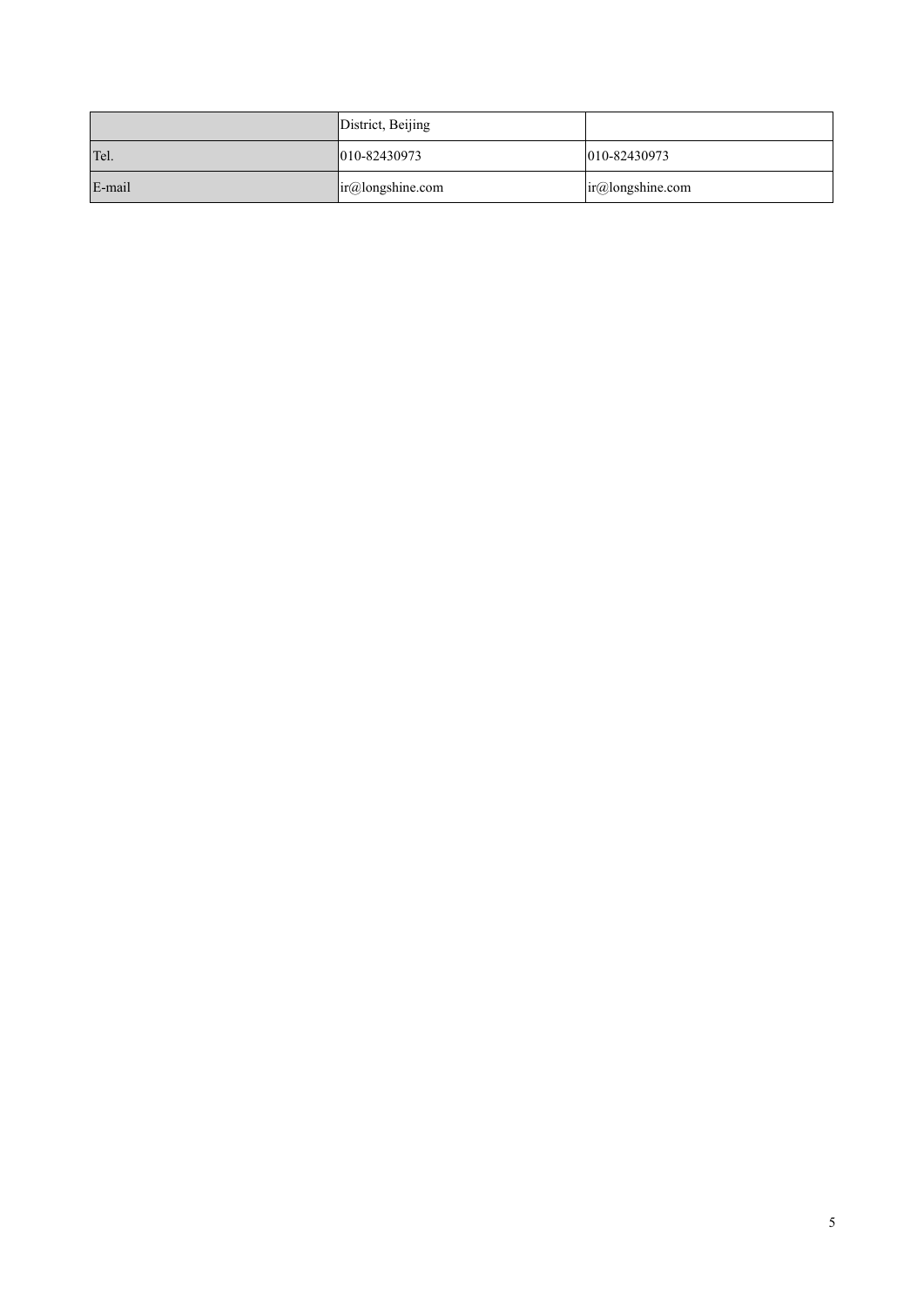| | | |
|---|---|---|
| | District, Beijing | |
| Tel. | 010-82430973 | 010-82430973 |
| E-mail | ir@longshine.com | ir@longshine.com |